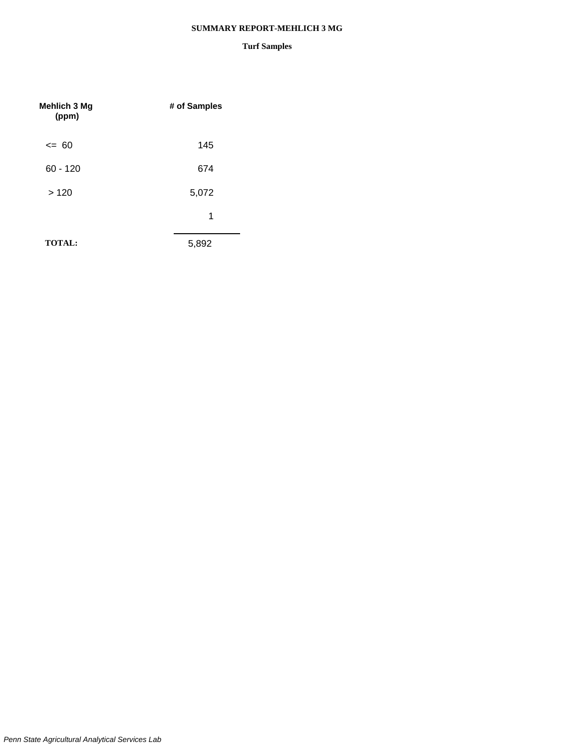**SUMMARY REPORT-MEHLICH 3 MG**

**Turf Samples**

| Mehlich 3 Mg (ppm) | # of Samples |
|---|---|
| <= 60 | 145 |
| 60 - 120 | 674 |
| > 120 | 5,072 |
| | 1 |
| **TOTAL:** | 5,892 |

*Penn State Agricultural Analytical Services Lab*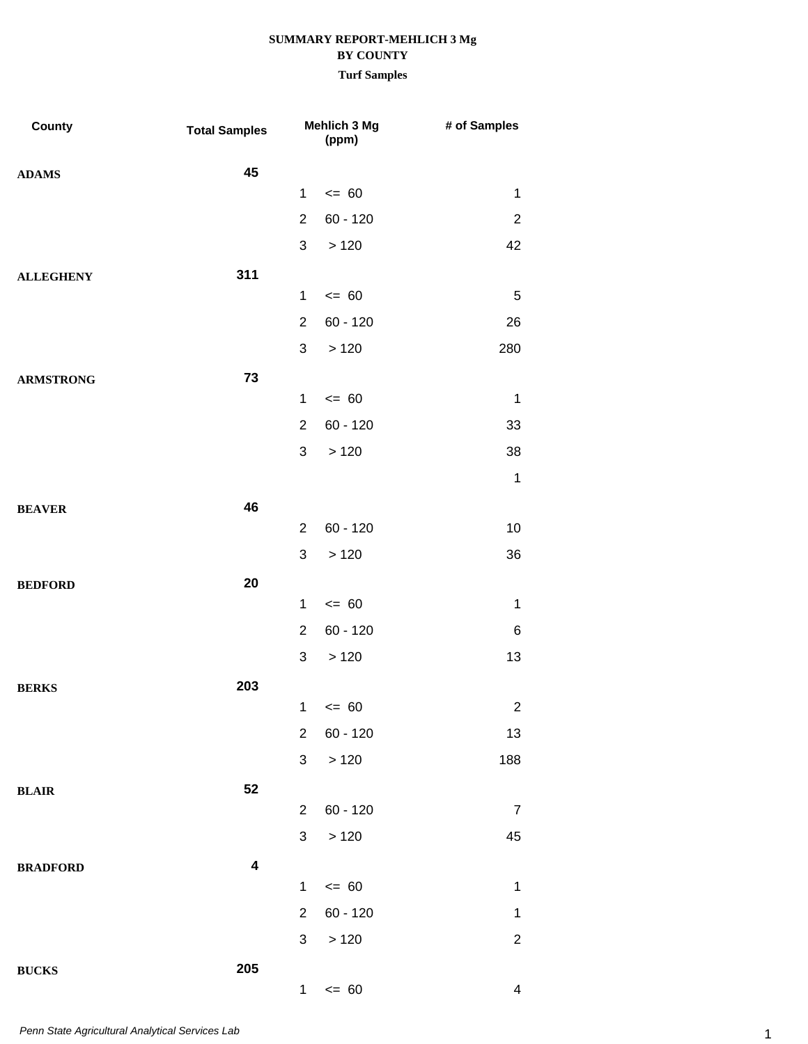**SUMMARY REPORT-MEHLICH 3 Mg**
**BY COUNTY**
**Turf Samples**

| County | Total Samples | Mehlich 3 Mg (ppm) | | # of Samples |
|---|---|---|---|---|
| **ADAMS** | **45** | | | |
| | | 1 | <= 60 | 1 |
| | | 2 | 60 - 120 | 2 |
| | | 3 | > 120 | 42 |
| **ALLEGHENY** | **311** | | | |
| | | 1 | <= 60 | 5 |
| | | 2 | 60 - 120 | 26 |
| | | 3 | > 120 | 280 |
| **ARMSTRONG** | **73** | | | |
| | | 1 | <= 60 | 1 |
| | | 2 | 60 - 120 | 33 |
| | | 3 | > 120 | 38 |
| | | | | 1 |
| **BEAVER** | **46** | | | |
| | | 2 | 60 - 120 | 10 |
| | | 3 | > 120 | 36 |
| **BEDFORD** | **20** | | | |
| | | 1 | <= 60 | 1 |
| | | 2 | 60 - 120 | 6 |
| | | 3 | > 120 | 13 |
| **BERKS** | **203** | | | |
| | | 1 | <= 60 | 2 |
| | | 2 | 60 - 120 | 13 |
| | | 3 | > 120 | 188 |
| **BLAIR** | **52** | | | |
| | | 2 | 60 - 120 | 7 |
| | | 3 | > 120 | 45 |
| **BRADFORD** | **4** | | | |
| | | 1 | <= 60 | 1 |
| | | 2 | 60 - 120 | 1 |
| | | 3 | > 120 | 2 |
| **BUCKS** | **205** | | | |
| | | 1 | <= 60 | 4 |

*Penn State Agricultural Analytical Services Lab*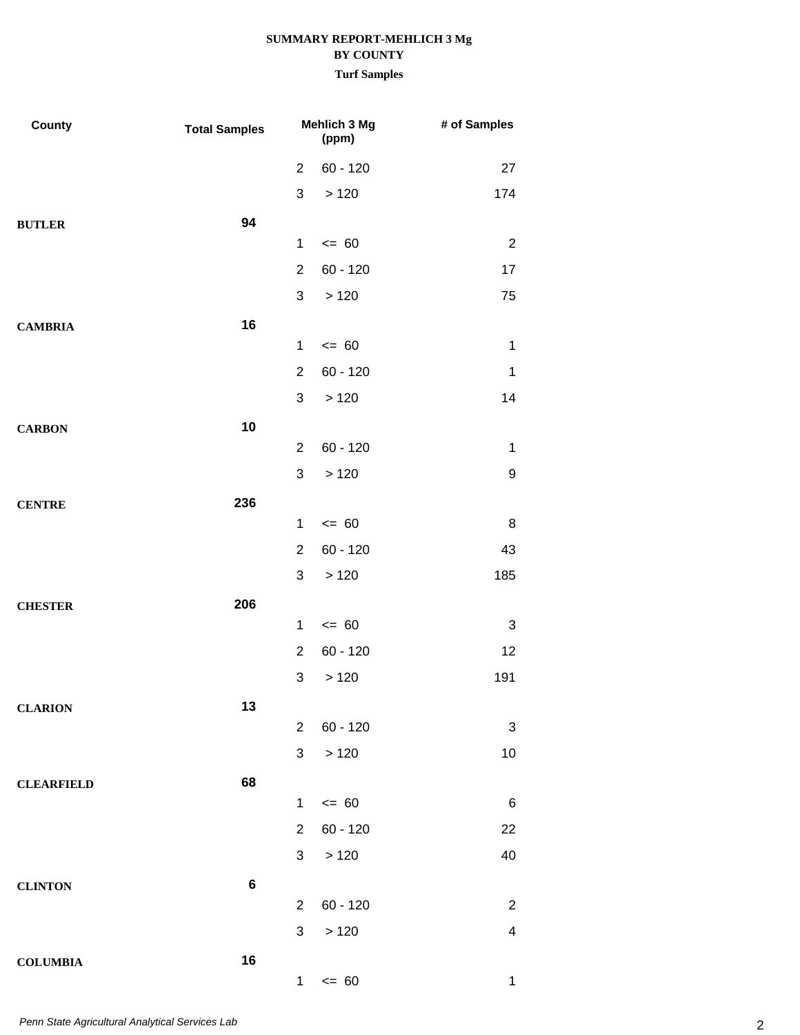**SUMMARY REPORT-MEHLICH 3 Mg**
**BY COUNTY**
**Turf Samples**

| County | Total Samples | | Mehlich 3 Mg (ppm) | # of Samples |
|---|---|---|---|---|
| | | 2 | 60 - 120 | 27 |
| | | 3 | > 120 | 174 |
| **BUTLER** | **94** | | | |
| | | 1 | <= 60 | 2 |
| | | 2 | 60 - 120 | 17 |
| | | 3 | > 120 | 75 |
| **CAMBRIA** | **16** | | | |
| | | 1 | <= 60 | 1 |
| | | 2 | 60 - 120 | 1 |
| | | 3 | > 120 | 14 |
| **CARBON** | **10** | | | |
| | | 2 | 60 - 120 | 1 |
| | | 3 | > 120 | 9 |
| **CENTRE** | **236** | | | |
| | | 1 | <= 60 | 8 |
| | | 2 | 60 - 120 | 43 |
| | | 3 | > 120 | 185 |
| **CHESTER** | **206** | | | |
| | | 1 | <= 60 | 3 |
| | | 2 | 60 - 120 | 12 |
| | | 3 | > 120 | 191 |
| **CLARION** | **13** | | | |
| | | 2 | 60 - 120 | 3 |
| | | 3 | > 120 | 10 |
| **CLEARFIELD** | **68** | | | |
| | | 1 | <= 60 | 6 |
| | | 2 | 60 - 120 | 22 |
| | | 3 | > 120 | 40 |
| **CLINTON** | **6** | | | |
| | | 2 | 60 - 120 | 2 |
| | | 3 | > 120 | 4 |
| **COLUMBIA** | **16** | | | |
| | | 1 | <= 60 | 1 |

*Penn State Agricultural Analytical Services Lab*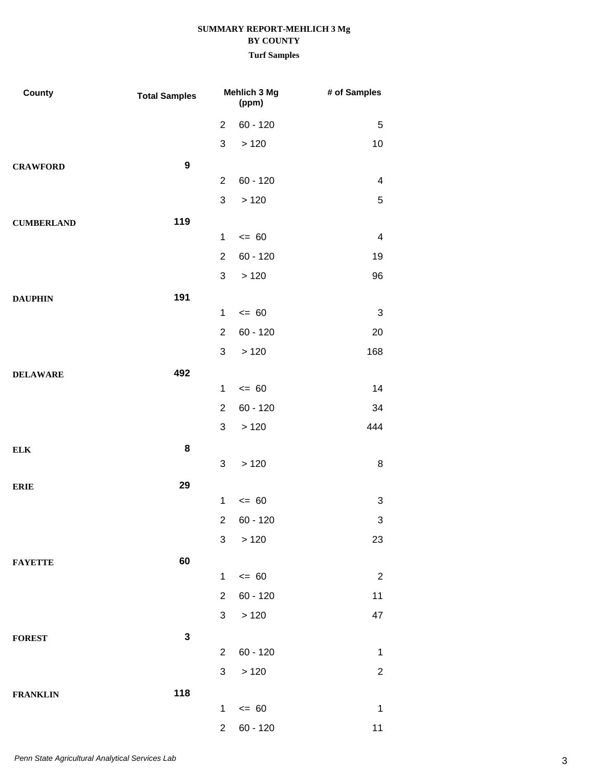**SUMMARY REPORT-MEHLICH 3 Mg**
**BY COUNTY**
**Turf Samples**

| County | Total Samples | | Mehlich 3 Mg (ppm) | # of Samples |
|---|---|---|---|---|
| | | 2 | 60 - 120 | 5 |
| | | 3 | > 120 | 10 |
| **CRAWFORD** | **9** | | | |
| | | 2 | 60 - 120 | 4 |
| | | 3 | > 120 | 5 |
| **CUMBERLAND** | **119** | | | |
| | | 1 | <= 60 | 4 |
| | | 2 | 60 - 120 | 19 |
| | | 3 | > 120 | 96 |
| **DAUPHIN** | **191** | | | |
| | | 1 | <= 60 | 3 |
| | | 2 | 60 - 120 | 20 |
| | | 3 | > 120 | 168 |
| **DELAWARE** | **492** | | | |
| | | 1 | <= 60 | 14 |
| | | 2 | 60 - 120 | 34 |
| | | 3 | > 120 | 444 |
| **ELK** | **8** | | | |
| | | 3 | > 120 | 8 |
| **ERIE** | **29** | | | |
| | | 1 | <= 60 | 3 |
| | | 2 | 60 - 120 | 3 |
| | | 3 | > 120 | 23 |
| **FAYETTE** | **60** | | | |
| | | 1 | <= 60 | 2 |
| | | 2 | 60 - 120 | 11 |
| | | 3 | > 120 | 47 |
| **FOREST** | **3** | | | |
| | | 2 | 60 - 120 | 1 |
| | | 3 | > 120 | 2 |
| **FRANKLIN** | **118** | | | |
| | | 1 | <= 60 | 1 |
| | | 2 | 60 - 120 | 11 |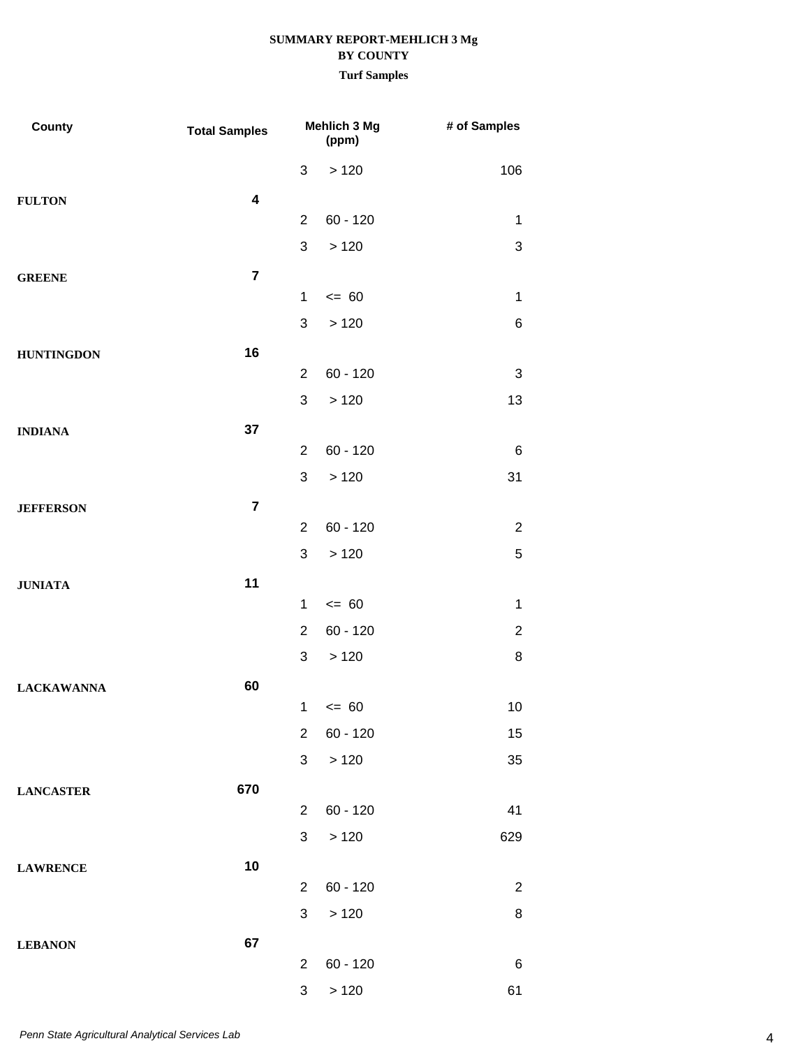**SUMMARY REPORT-MEHLICH 3 Mg**
**BY COUNTY**
**Turf Samples**

| County | Total Samples | Mehlich 3 Mg (ppm) | | # of Samples |
|---|---|---|---|---|
| | | 3 | > 120 | 106 |
| **FULTON** | **4** | | | |
| | | 2 | 60 - 120 | 1 |
| | | 3 | > 120 | 3 |
| **GREENE** | **7** | | | |
| | | 1 | <= 60 | 1 |
| | | 3 | > 120 | 6 |
| **HUNTINGDON** | **16** | | | |
| | | 2 | 60 - 120 | 3 |
| | | 3 | > 120 | 13 |
| **INDIANA** | **37** | | | |
| | | 2 | 60 - 120 | 6 |
| | | 3 | > 120 | 31 |
| **JEFFERSON** | **7** | | | |
| | | 2 | 60 - 120 | 2 |
| | | 3 | > 120 | 5 |
| **JUNIATA** | **11** | | | |
| | | 1 | <= 60 | 1 |
| | | 2 | 60 - 120 | 2 |
| | | 3 | > 120 | 8 |
| **LACKAWANNA** | **60** | | | |
| | | 1 | <= 60 | 10 |
| | | 2 | 60 - 120 | 15 |
| | | 3 | > 120 | 35 |
| **LANCASTER** | **670** | | | |
| | | 2 | 60 - 120 | 41 |
| | | 3 | > 120 | 629 |
| **LAWRENCE** | **10** | | | |
| | | 2 | 60 - 120 | 2 |
| | | 3 | > 120 | 8 |
| **LEBANON** | **67** | | | |
| | | 2 | 60 - 120 | 6 |
| | | 3 | > 120 | 61 |

*Penn State Agricultural Analytical Services Lab*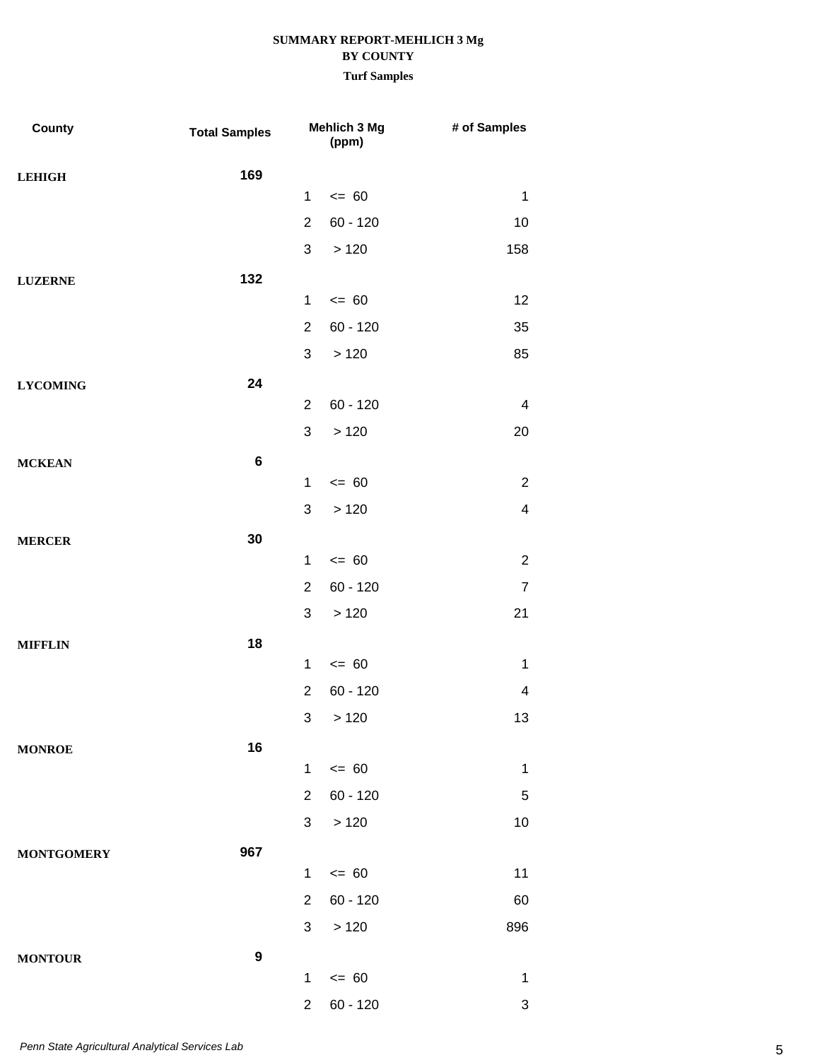**SUMMARY REPORT-MEHLICH 3 Mg**
**BY COUNTY**
**Turf Samples**

| County | Total Samples | | Mehlich 3 Mg (ppm) | # of Samples |
|---|---|---|---|---|
| **LEHIGH** | **169** | | | |
| | | 1 | <= 60 | 1 |
| | | 2 | 60 - 120 | 10 |
| | | 3 | > 120 | 158 |
| **LUZERNE** | **132** | | | |
| | | 1 | <= 60 | 12 |
| | | 2 | 60 - 120 | 35 |
| | | 3 | > 120 | 85 |
| **LYCOMING** | **24** | | | |
| | | 2 | 60 - 120 | 4 |
| | | 3 | > 120 | 20 |
| **MCKEAN** | **6** | | | |
| | | 1 | <= 60 | 2 |
| | | 3 | > 120 | 4 |
| **MERCER** | **30** | | | |
| | | 1 | <= 60 | 2 |
| | | 2 | 60 - 120 | 7 |
| | | 3 | > 120 | 21 |
| **MIFFLIN** | **18** | | | |
| | | 1 | <= 60 | 1 |
| | | 2 | 60 - 120 | 4 |
| | | 3 | > 120 | 13 |
| **MONROE** | **16** | | | |
| | | 1 | <= 60 | 1 |
| | | 2 | 60 - 120 | 5 |
| | | 3 | > 120 | 10 |
| **MONTGOMERY** | **967** | | | |
| | | 1 | <= 60 | 11 |
| | | 2 | 60 - 120 | 60 |
| | | 3 | > 120 | 896 |
| **MONTOUR** | **9** | | | |
| | | 1 | <= 60 | 1 |
| | | 2 | 60 - 120 | 3 |

*Penn State Agricultural Analytical Services Lab*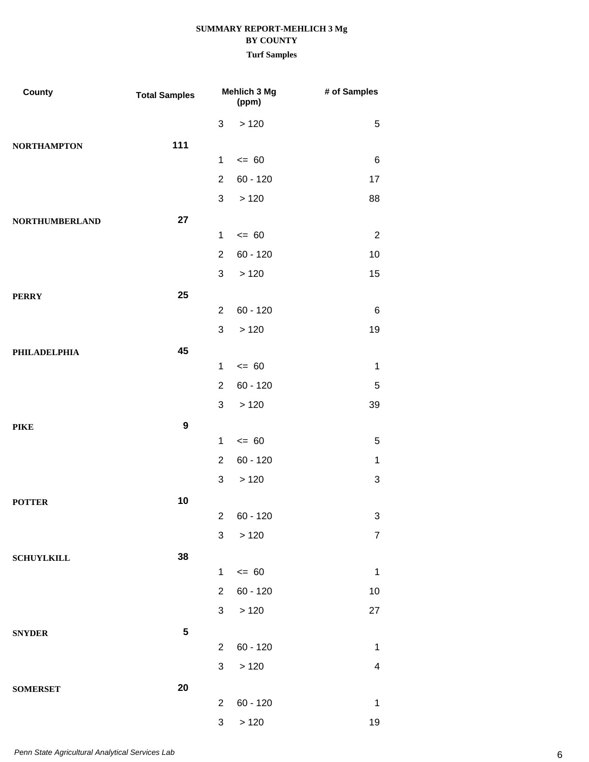**SUMMARY REPORT-MEHLICH 3 Mg**

**BY COUNTY**

**Turf Samples**

| County | Total Samples | Mehlich 3 Mg (ppm) | | # of Samples |
|---|---|---|---|---|
| | | 3 | > 120 | 5 |
| **NORTHAMPTON** | **111** | | | |
| | | 1 | <= 60 | 6 |
| | | 2 | 60 - 120 | 17 |
| | | 3 | > 120 | 88 |
| **NORTHUMBERLAND** | **27** | | | |
| | | 1 | <= 60 | 2 |
| | | 2 | 60 - 120 | 10 |
| | | 3 | > 120 | 15 |
| **PERRY** | **25** | | | |
| | | 2 | 60 - 120 | 6 |
| | | 3 | > 120 | 19 |
| **PHILADELPHIA** | **45** | | | |
| | | 1 | <= 60 | 1 |
| | | 2 | 60 - 120 | 5 |
| | | 3 | > 120 | 39 |
| **PIKE** | **9** | | | |
| | | 1 | <= 60 | 5 |
| | | 2 | 60 - 120 | 1 |
| | | 3 | > 120 | 3 |
| **POTTER** | **10** | | | |
| | | 2 | 60 - 120 | 3 |
| | | 3 | > 120 | 7 |
| **SCHUYLKILL** | **38** | | | |
| | | 1 | <= 60 | 1 |
| | | 2 | 60 - 120 | 10 |
| | | 3 | > 120 | 27 |
| **SNYDER** | **5** | | | |
| | | 2 | 60 - 120 | 1 |
| | | 3 | > 120 | 4 |
| **SOMERSET** | **20** | | | |
| | | 2 | 60 - 120 | 1 |
| | | 3 | > 120 | 19 |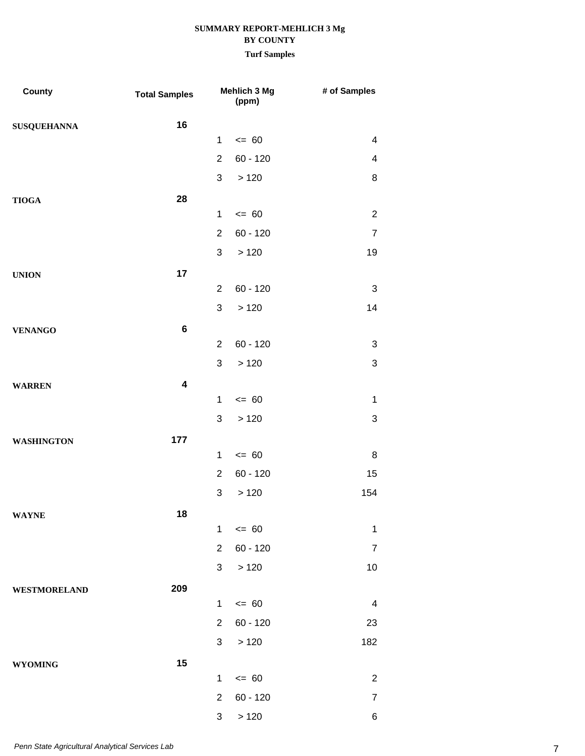**SUMMARY REPORT-MEHLICH 3 Mg**
**BY COUNTY**
**Turf Samples**

| County | Total Samples | | Mehlich 3 Mg (ppm) | # of Samples |
|---|---|---|---|---|
| SUSQUEHANNA | 16 | | | |
| | | 1 | <= 60 | 4 |
| | | 2 | 60 - 120 | 4 |
| | | 3 | > 120 | 8 |
| TIOGA | 28 | | | |
| | | 1 | <= 60 | 2 |
| | | 2 | 60 - 120 | 7 |
| | | 3 | > 120 | 19 |
| UNION | 17 | | | |
| | | 2 | 60 - 120 | 3 |
| | | 3 | > 120 | 14 |
| VENANGO | 6 | | | |
| | | 2 | 60 - 120 | 3 |
| | | 3 | > 120 | 3 |
| WARREN | 4 | | | |
| | | 1 | <= 60 | 1 |
| | | 3 | > 120 | 3 |
| WASHINGTON | 177 | | | |
| | | 1 | <= 60 | 8 |
| | | 2 | 60 - 120 | 15 |
| | | 3 | > 120 | 154 |
| WAYNE | 18 | | | |
| | | 1 | <= 60 | 1 |
| | | 2 | 60 - 120 | 7 |
| | | 3 | > 120 | 10 |
| WESTMORELAND | 209 | | | |
| | | 1 | <= 60 | 4 |
| | | 2 | 60 - 120 | 23 |
| | | 3 | > 120 | 182 |
| WYOMING | 15 | | | |
| | | 1 | <= 60 | 2 |
| | | 2 | 60 - 120 | 7 |
| | | 3 | > 120 | 6 |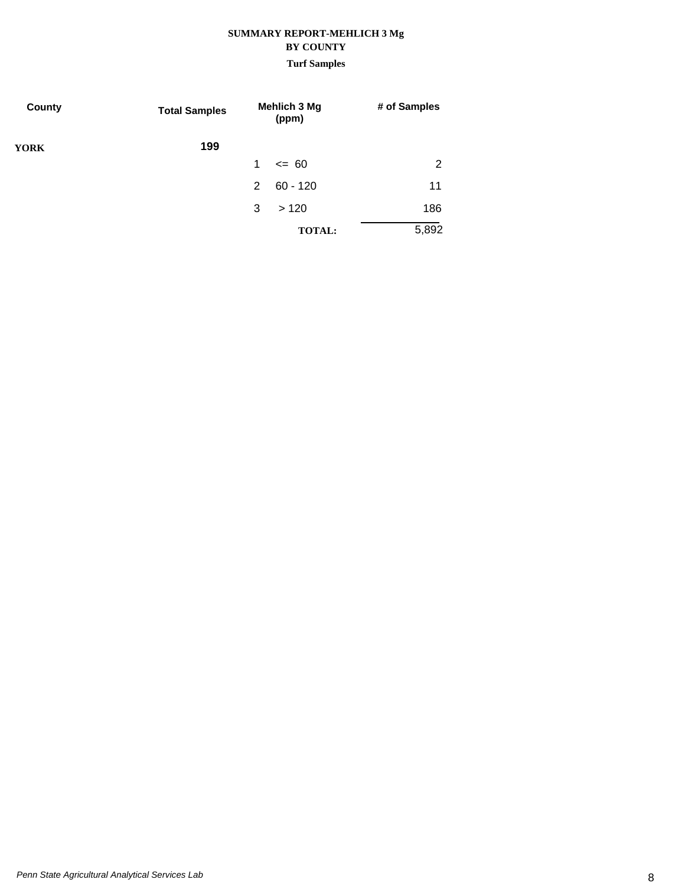**SUMMARY REPORT-MEHLICH 3 Mg**
**BY COUNTY**
**Turf Samples**

| County | Total Samples | | Mehlich 3 Mg (ppm) | # of Samples |
|---|---|---|---|---|
| YORK | 199 | | | |
| | | 1 | <= 60 | 2 |
| | | 2 | 60 - 120 | 11 |
| | | 3 | > 120 | 186 |
| | | | **TOTAL:** | 5,892 |

*Penn State Agricultural Analytical Services Lab*